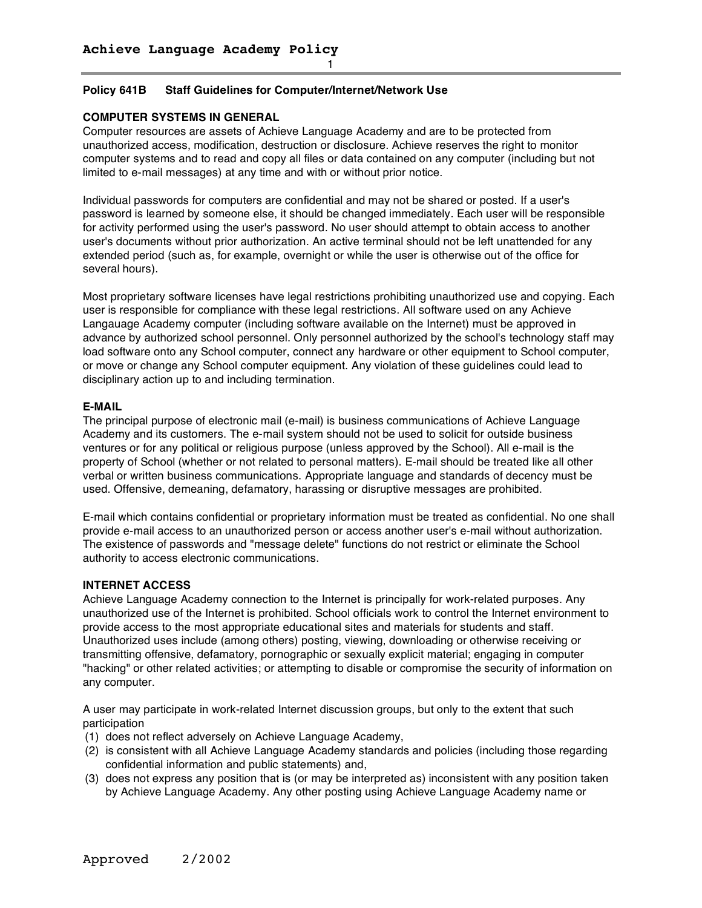# Achieve Language Academy Policy

## Policy 641B Staff Guidelines for Computer/Internet/Network Use

### COMPUTER SYSTEMS IN GENERAL

Computer resources are assets of Achieve Language Academy and are to be protected from unauthorized access, modification, destruction or disclosure. Achieve reserves the right to monitor computer systems and to read and copy all files or data contained on any computer (including but not limited to e-mail messages) at any time and with or without prior notice.

Individual passwords for computers are confidential and may not be shared or posted. If a user's password is learned by someone else, it should be changed immediately. Each user will be responsible for activity performed using the user's password. No user should attempt to obtain access to another user's documents without prior authorization. An active terminal should not be left unattended for any extended period (such as, for example, overnight or while the user is otherwise out of the office for several hours).

Most proprietary software licenses have legal restrictions prohibiting unauthorized use and copying. Each user is responsible for compliance with these legal restrictions. All software used on any Achieve Langauage Academy computer (including software available on the Internet) must be approved in advance by authorized school personnel. Only personnel authorized by the school's technology staff may load software onto any School computer, connect any hardware or other equipment to School computer, or move or change any School computer equipment. Any violation of these guidelines could lead to disciplinary action up to and including termination.

### E-MAIL

The principal purpose of electronic mail (e-mail) is business communications of Achieve Language Academy and its customers. The e-mail system should not be used to solicit for outside business ventures or for any political or religious purpose (unless approved by the School). All e-mail is the property of School (whether or not related to personal matters). E-mail should be treated like all other verbal or written business communications. Appropriate language and standards of decency must be used. Offensive, demeaning, defamatory, harassing or disruptive messages are prohibited.

E-mail which contains confidential or proprietary information must be treated as confidential. No one shall provide e-mail access to an unauthorized person or access another user's e-mail without authorization. The existence of passwords and "message delete" functions do not restrict or eliminate the School authority to access electronic communications.

### INTERNET ACCESS

Achieve Language Academy connection to the Internet is principally for work-related purposes. Any unauthorized use of the Internet is prohibited. School officials work to control the Internet environment to provide access to the most appropriate educational sites and materials for students and staff. Unauthorized uses include (among others) posting, viewing, downloading or otherwise receiving or transmitting offensive, defamatory, pornographic or sexually explicit material; engaging in computer "hacking" or other related activities; or attempting to disable or compromise the security of information on any computer.

A user may participate in work-related Internet discussion groups, but only to the extent that such participation

(1) does not reflect adversely on Achieve Language Academy,
(2) is consistent with all Achieve Language Academy standards and policies (including those regarding confidential information and public statements) and,
(3) does not express any position that is (or may be interpreted as) inconsistent with any position taken by Achieve Language Academy. Any other posting using Achieve Language Academy name or

Approved 2/2002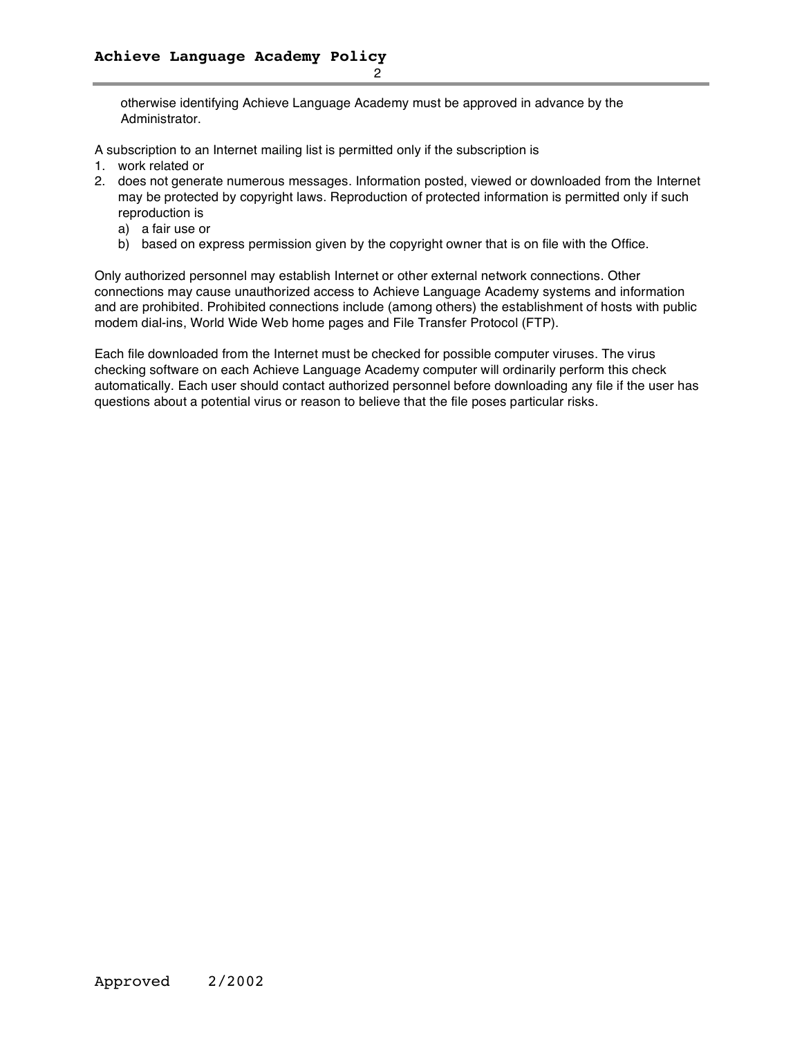otherwise identifying Achieve Language Academy must be approved in advance by the Administrator.

A subscription to an Internet mailing list is permitted only if the subscription is

1. work related or
2. does not generate numerous messages. Information posted, viewed or downloaded from the Internet may be protected by copyright laws. Reproduction of protected information is permitted only if such reproduction is
   a) a fair use or
   b) based on express permission given by the copyright owner that is on file with the Office.

Only authorized personnel may establish Internet or other external network connections. Other connections may cause unauthorized access to Achieve Language Academy systems and information and are prohibited. Prohibited connections include (among others) the establishment of hosts with public modem dial-ins, World Wide Web home pages and File Transfer Protocol (FTP).

Each file downloaded from the Internet must be checked for possible computer viruses. The virus checking software on each Achieve Language Academy computer will ordinarily perform this check automatically. Each user should contact authorized personnel before downloading any file if the user has questions about a potential virus or reason to believe that the file poses particular risks.

Approved 2/2002